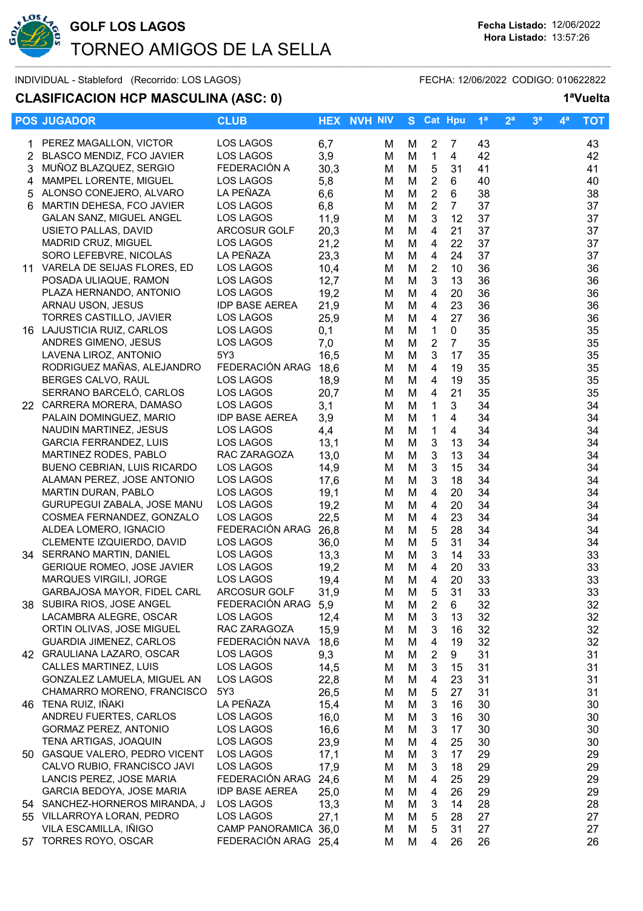# GOLF LOS LAGOS

## TORNEO AMIGOS DE LA SELLA

**Fecha Listado:** 12/06/2022
**Hora Listado:** 13:57:26

INDIVIDUAL - Stableford (Recorrido: LOS LAGOS)

FECHA: 12/06/2022 CODIGO: 010622822

### CLASIFICACION HCP MASCULINA (ASC: 0)

**1ªVuelta**

| POS | JUGADOR | CLUB | HEX | NVH | NIV | S | Cat | Hpu | 1ª | 2ª | 3ª | 4ª | TOT |
|---|---|---|---|---|---|---|---|---|---|---|---|---|---|
| 1 | PEREZ MAGALLON, VICTOR | LOS LAGOS | 6,7 | | M | M | 2 | 7 | 43 | | | | 43 |
| 2 | BLASCO MENDIZ, FCO JAVIER | LOS LAGOS | 3,9 | | M | M | 1 | 4 | 42 | | | | 42 |
| 3 | MUÑOZ BLAZQUEZ, SERGIO | FEDERACIÓN A | 30,3 | | M | M | 5 | 31 | 41 | | | | 41 |
| 4 | MAMPEL LORENTE, MIGUEL | LOS LAGOS | 5,8 | | M | M | 2 | 6 | 40 | | | | 40 |
| 5 | ALONSO CONEJERO, ALVARO | LA PEÑAZA | 6,6 | | M | M | 2 | 6 | 38 | | | | 38 |
| 6 | MARTIN DEHESA, FCO JAVIER | LOS LAGOS | 6,8 | | M | M | 2 | 7 | 37 | | | | 37 |
| | GALAN SANZ, MIGUEL ANGEL | LOS LAGOS | 11,9 | | M | M | 3 | 12 | 37 | | | | 37 |
| | USIETO PALLAS, DAVID | ARCOSUR GOLF | 20,3 | | M | M | 4 | 21 | 37 | | | | 37 |
| | MADRID CRUZ, MIGUEL | LOS LAGOS | 21,2 | | M | M | 4 | 22 | 37 | | | | 37 |
| | SORO LEFEBVRE, NICOLAS | LA PEÑAZA | 23,3 | | M | M | 4 | 24 | 37 | | | | 37 |
| 11 | VARELA DE SEIJAS FLORES, ED | LOS LAGOS | 10,4 | | M | M | 2 | 10 | 36 | | | | 36 |
| | POSADA ULIAQUE, RAMON | LOS LAGOS | 12,7 | | M | M | 3 | 13 | 36 | | | | 36 |
| | PLAZA HERNANDO, ANTONIO | LOS LAGOS | 19,2 | | M | M | 4 | 20 | 36 | | | | 36 |
| | ARNAU USON, JESUS | IDP BASE AEREA | 21,9 | | M | M | 4 | 23 | 36 | | | | 36 |
| | TORRES CASTILLO, JAVIER | LOS LAGOS | 25,9 | | M | M | 4 | 27 | 36 | | | | 36 |
| 16 | LAJUSTICIA RUIZ, CARLOS | LOS LAGOS | 0,1 | | M | M | 1 | 0 | 35 | | | | 35 |
| | ANDRES GIMENO, JESUS | LOS LAGOS | 7,0 | | M | M | 2 | 7 | 35 | | | | 35 |
| | LAVENA LIROZ, ANTONIO | 5Y3 | 16,5 | | M | M | 3 | 17 | 35 | | | | 35 |
| | RODRIGUEZ MAÑAS, ALEJANDRO | FEDERACIÓN ARAG | 18,6 | | M | M | 4 | 19 | 35 | | | | 35 |
| | BERGES CALVO, RAUL | LOS LAGOS | 18,9 | | M | M | 4 | 19 | 35 | | | | 35 |
| | SERRANO BARCELÓ, CARLOS | LOS LAGOS | 20,7 | | M | M | 4 | 21 | 35 | | | | 35 |
| 22 | CARRERA MORERA, DAMASO | LOS LAGOS | 3,1 | | M | M | 1 | 3 | 34 | | | | 34 |
| | PALAIN DOMINGUEZ, MARIO | IDP BASE AEREA | 3,9 | | M | M | 1 | 4 | 34 | | | | 34 |
| | NAUDIN MARTINEZ, JESUS | LOS LAGOS | 4,4 | | M | M | 1 | 4 | 34 | | | | 34 |
| | GARCIA FERRANDEZ, LUIS | LOS LAGOS | 13,1 | | M | M | 3 | 13 | 34 | | | | 34 |
| | MARTINEZ RODES, PABLO | RAC ZARAGOZA | 13,0 | | M | M | 3 | 13 | 34 | | | | 34 |
| | BUENO CEBRIAN, LUIS RICARDO | LOS LAGOS | 14,9 | | M | M | 3 | 15 | 34 | | | | 34 |
| | ALAMAN PEREZ, JOSE ANTONIO | LOS LAGOS | 17,6 | | M | M | 3 | 18 | 34 | | | | 34 |
| | MARTIN DURAN, PABLO | LOS LAGOS | 19,1 | | M | M | 4 | 20 | 34 | | | | 34 |
| | GURUPEGUI ZABALA, JOSE MANU | LOS LAGOS | 19,2 | | M | M | 4 | 20 | 34 | | | | 34 |
| | COSMEA FERNANDEZ, GONZALO | LOS LAGOS | 22,5 | | M | M | 4 | 23 | 34 | | | | 34 |
| | ALDEA LOMERO, IGNACIO | FEDERACIÓN ARAG | 26,8 | | M | M | 5 | 28 | 34 | | | | 34 |
| | CLEMENTE IZQUIERDO, DAVID | LOS LAGOS | 36,0 | | M | M | 5 | 31 | 34 | | | | 34 |
| 34 | SERRANO MARTIN, DANIEL | LOS LAGOS | 13,3 | | M | M | 3 | 14 | 33 | | | | 33 |
| | GERIQUE ROMEO, JOSE JAVIER | LOS LAGOS | 19,2 | | M | M | 4 | 20 | 33 | | | | 33 |
| | MARQUES VIRGILI, JORGE | LOS LAGOS | 19,4 | | M | M | 4 | 20 | 33 | | | | 33 |
| | GARBAJOSA MAYOR, FIDEL CARL | ARCOSUR GOLF | 31,9 | | M | M | 5 | 31 | 33 | | | | 33 |
| 38 | SUBIRA RIOS, JOSE ANGEL | FEDERACIÓN ARAG | 5,9 | | M | M | 2 | 6 | 32 | | | | 32 |
| | LACAMBRA ALEGRE, OSCAR | LOS LAGOS | 12,4 | | M | M | 3 | 13 | 32 | | | | 32 |
| | ORTIN OLIVAS, JOSE MIGUEL | RAC ZARAGOZA | 15,9 | | M | M | 3 | 16 | 32 | | | | 32 |
| | GUARDIA JIMENEZ, CARLOS | FEDERACIÓN NAVA | 18,6 | | M | M | 4 | 19 | 32 | | | | 32 |
| 42 | GRAULIANA LAZARO, OSCAR | LOS LAGOS | 9,3 | | M | M | 2 | 9 | 31 | | | | 31 |
| | CALLES MARTINEZ, LUIS | LOS LAGOS | 14,5 | | M | M | 3 | 15 | 31 | | | | 31 |
| | GONZALEZ LAMUELA, MIGUEL AN | LOS LAGOS | 22,8 | | M | M | 4 | 23 | 31 | | | | 31 |
| | CHAMARRO MORENO, FRANCISCO | 5Y3 | 26,5 | | M | M | 5 | 27 | 31 | | | | 31 |
| 46 | TENA RUIZ, IÑAKI | LA PEÑAZA | 15,4 | | M | M | 3 | 16 | 30 | | | | 30 |
| | ANDREU FUERTES, CARLOS | LOS LAGOS | 16,0 | | M | M | 3 | 16 | 30 | | | | 30 |
| | GORMAZ PEREZ, ANTONIO | LOS LAGOS | 16,6 | | M | M | 3 | 17 | 30 | | | | 30 |
| | TENA ARTIGAS, JOAQUIN | LOS LAGOS | 23,9 | | M | M | 4 | 25 | 30 | | | | 30 |
| 50 | GASQUE VALERO, PEDRO VICENT | LOS LAGOS | 17,1 | | M | M | 3 | 17 | 29 | | | | 29 |
| | CALVO RUBIO, FRANCISCO JAVI | LOS LAGOS | 17,9 | | M | M | 3 | 18 | 29 | | | | 29 |
| | LANCIS PEREZ, JOSE MARIA | FEDERACIÓN ARAG | 24,6 | | M | M | 4 | 25 | 29 | | | | 29 |
| | GARCIA BEDOYA, JOSE MARIA | IDP BASE AEREA | 25,0 | | M | M | 4 | 26 | 29 | | | | 29 |
| 54 | SANCHEZ-HORNEROS MIRANDA, J | LOS LAGOS | 13,3 | | M | M | 3 | 14 | 28 | | | | 28 |
| 55 | VILLARROYA LORAN, PEDRO | LOS LAGOS | 27,1 | | M | M | 5 | 28 | 27 | | | | 27 |
| | VILA ESCAMILLA, IÑIGO | CAMP PANORAMICA | 36,0 | | M | M | 5 | 31 | 27 | | | | 27 |
| 57 | TORRES ROYO, OSCAR | FEDERACIÓN ARAG | 25,4 | | M | M | 4 | 26 | 26 | | | | 26 |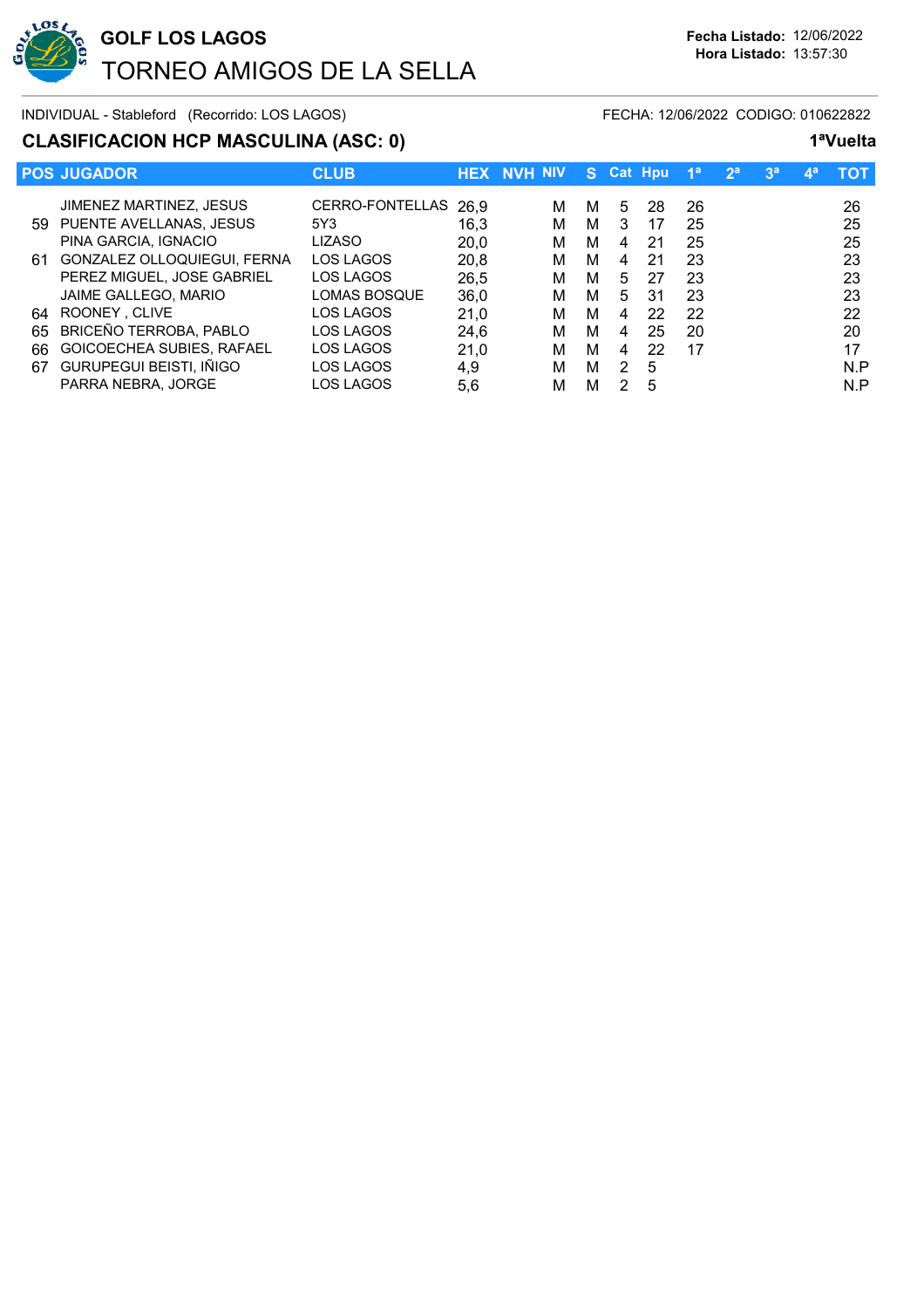# GOLF LOS LAGOS

## TORNEO AMIGOS DE LA SELLA

**Fecha Listado:** 12/06/2022
**Hora Listado:** 13:57:30

INDIVIDUAL - Stableford (Recorrido: LOS LAGOS) FECHA: 12/06/2022 CODIGO: 010622822

### CLASIFICACION HCP MASCULINA (ASC: 0)

**1ªVuelta**

| POS | JUGADOR | CLUB | HEX | NVH | NIV | S | Cat | Hpu | 1ª | 2ª | 3ª | 4ª | TOT |
|---|---|---|---|---|---|---|---|---|---|---|---|---|---|
| | JIMENEZ MARTINEZ, JESUS | CERRO-FONTELLAS | 26,9 | | M | M | 5 | 28 | 26 | | | | 26 |
| 59 | PUENTE AVELLANAS, JESUS | 5Y3 | 16,3 | | M | M | 3 | 17 | 25 | | | | 25 |
| | PINA GARCIA, IGNACIO | LIZASO | 20,0 | | M | M | 4 | 21 | 25 | | | | 25 |
| 61 | GONZALEZ OLLOQUIEGUI, FERNA | LOS LAGOS | 20,8 | | M | M | 4 | 21 | 23 | | | | 23 |
| | PEREZ MIGUEL, JOSE GABRIEL | LOS LAGOS | 26,5 | | M | M | 5 | 27 | 23 | | | | 23 |
| | JAIME GALLEGO, MARIO | LOMAS BOSQUE | 36,0 | | M | M | 5 | 31 | 23 | | | | 23 |
| 64 | ROONEY , CLIVE | LOS LAGOS | 21,0 | | M | M | 4 | 22 | 22 | | | | 22 |
| 65 | BRICEÑO TERROBA, PABLO | LOS LAGOS | 24,6 | | M | M | 4 | 25 | 20 | | | | 20 |
| 66 | GOICOECHEA SUBIES, RAFAEL | LOS LAGOS | 21,0 | | M | M | 4 | 22 | 17 | | | | 17 |
| 67 | GURUPEGUI BEISTI, IÑIGO | LOS LAGOS | 4,9 | | M | M | 2 | 5 | | | | | N.P |
| | PARRA NEBRA, JORGE | LOS LAGOS | 5,6 | | M | M | 2 | 5 | | | | | N.P |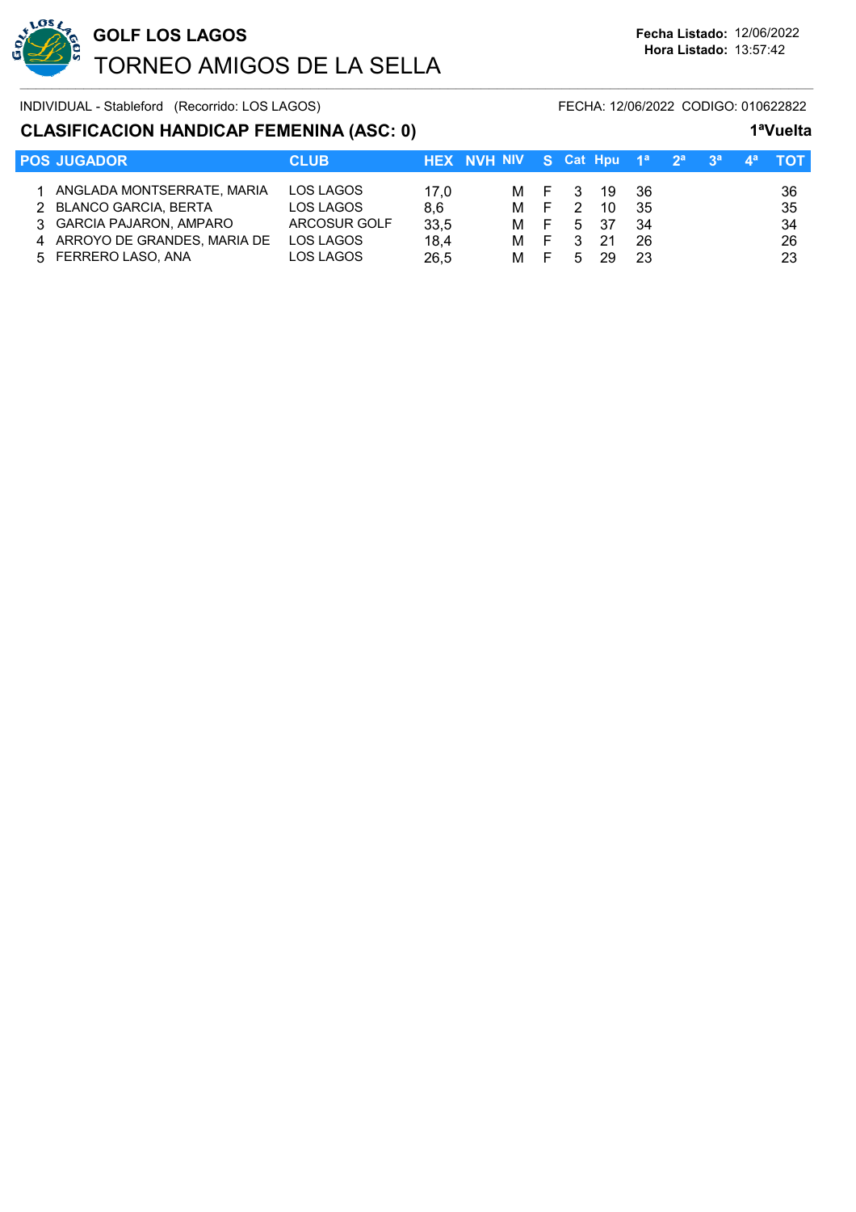**GOLF LOS LAGOS**

# TORNEO AMIGOS DE LA SELLA

**Fecha Listado:** 12/06/2022
**Hora Listado:** 13:57:42

INDIVIDUAL - Stableford (Recorrido: LOS LAGOS) FECHA: 12/06/2022 CODIGO: 010622822

## CLASIFICACION HANDICAP FEMENINA (ASC: 0)

**1ªVuelta**

| POS | JUGADOR | CLUB | HEX | NVH | NIV | S | Cat | Hpu | 1ª | 2ª | 3ª | 4ª | TOT |
|---|---|---|---|---|---|---|---|---|---|---|---|---|---|
| 1 | ANGLADA MONTSERRATE, MARIA | LOS LAGOS | 17,0 | | M | F | 3 | 19 | 36 | | | | 36 |
| 2 | BLANCO GARCIA, BERTA | LOS LAGOS | 8,6 | | M | F | 2 | 10 | 35 | | | | 35 |
| 3 | GARCIA PAJARON, AMPARO | ARCOSUR GOLF | 33,5 | | M | F | 5 | 37 | 34 | | | | 34 |
| 4 | ARROYO DE GRANDES, MARIA DE | LOS LAGOS | 18,4 | | M | F | 3 | 21 | 26 | | | | 26 |
| 5 | FERRERO LASO, ANA | LOS LAGOS | 26,5 | | M | F | 5 | 29 | 23 | | | | 23 |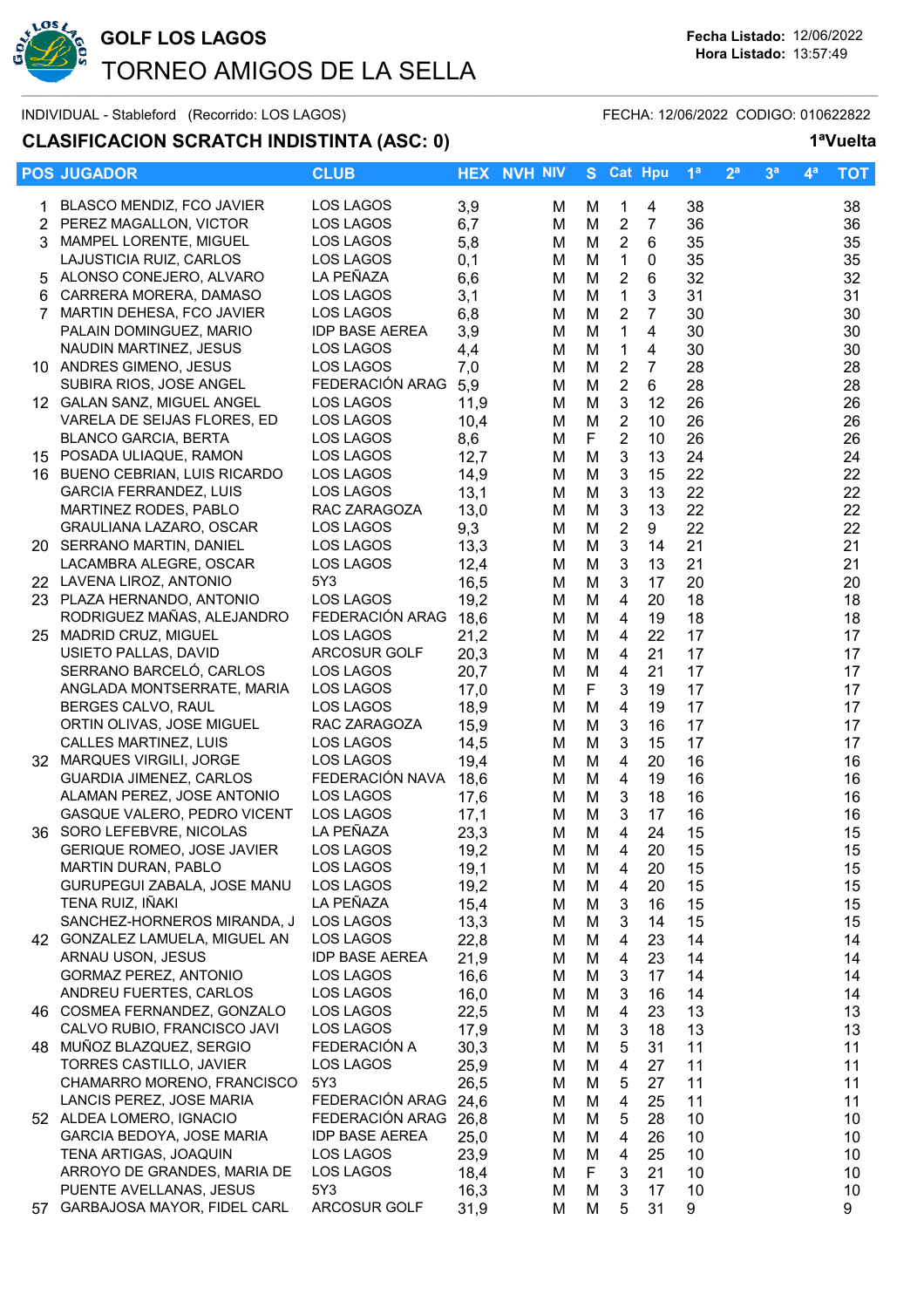# GOLF LOS LAGOS

## TORNEO AMIGOS DE LA SELLA

**Fecha Listado:** 12/06/2022
**Hora Listado:** 13:57:49

INDIVIDUAL - Stableford (Recorrido: LOS LAGOS)

FECHA: 12/06/2022 CODIGO: 010622822

### CLASIFICACION SCRATCH INDISTINTA (ASC: 0)

**1ªVuelta**

| POS | JUGADOR | CLUB | HEX | NVH | NIV | S | Cat | Hpu | 1ª | 2ª | 3ª | 4ª | TOT |
|---|---|---|---|---|---|---|---|---|---|---|---|---|---|
| 1 | BLASCO MENDIZ, FCO JAVIER | LOS LAGOS | 3,9 | | M | M | 1 | 4 | 38 | | | | 38 |
| 2 | PEREZ MAGALLON, VICTOR | LOS LAGOS | 6,7 | | M | M | 2 | 7 | 36 | | | | 36 |
| 3 | MAMPEL LORENTE, MIGUEL | LOS LAGOS | 5,8 | | M | M | 2 | 6 | 35 | | | | 35 |
| | LAJUSTICIA RUIZ, CARLOS | LOS LAGOS | 0,1 | | M | M | 1 | 0 | 35 | | | | 35 |
| 5 | ALONSO CONEJERO, ALVARO | LA PEÑAZA | 6,6 | | M | M | 2 | 6 | 32 | | | | 32 |
| 6 | CARRERA MORERA, DAMASO | LOS LAGOS | 3,1 | | M | M | 1 | 3 | 31 | | | | 31 |
| 7 | MARTIN DEHESA, FCO JAVIER | LOS LAGOS | 6,8 | | M | M | 2 | 7 | 30 | | | | 30 |
| | PALAIN DOMINGUEZ, MARIO | IDP BASE AEREA | 3,9 | | M | M | 1 | 4 | 30 | | | | 30 |
| | NAUDIN MARTINEZ, JESUS | LOS LAGOS | 4,4 | | M | M | 1 | 4 | 30 | | | | 30 |
| 10 | ANDRES GIMENO, JESUS | LOS LAGOS | 7,0 | | M | M | 2 | 7 | 28 | | | | 28 |
| | SUBIRA RIOS, JOSE ANGEL | FEDERACIÓN ARAG | 5,9 | | M | M | 2 | 6 | 28 | | | | 28 |
| 12 | GALAN SANZ, MIGUEL ANGEL | LOS LAGOS | 11,9 | | M | M | 3 | 12 | 26 | | | | 26 |
| | VARELA DE SEIJAS FLORES, ED | LOS LAGOS | 10,4 | | M | M | 2 | 10 | 26 | | | | 26 |
| | BLANCO GARCIA, BERTA | LOS LAGOS | 8,6 | | M | F | 2 | 10 | 26 | | | | 26 |
| 15 | POSADA ULIAQUE, RAMON | LOS LAGOS | 12,7 | | M | M | 3 | 13 | 24 | | | | 24 |
| 16 | BUENO CEBRIAN, LUIS RICARDO | LOS LAGOS | 14,9 | | M | M | 3 | 15 | 22 | | | | 22 |
| | GARCIA FERRANDEZ, LUIS | LOS LAGOS | 13,1 | | M | M | 3 | 13 | 22 | | | | 22 |
| | MARTINEZ RODES, PABLO | RAC ZARAGOZA | 13,0 | | M | M | 3 | 13 | 22 | | | | 22 |
| | GRAULIANA LAZARO, OSCAR | LOS LAGOS | 9,3 | | M | M | 2 | 9 | 22 | | | | 22 |
| 20 | SERRANO MARTIN, DANIEL | LOS LAGOS | 13,3 | | M | M | 3 | 14 | 21 | | | | 21 |
| | LACAMBRA ALEGRE, OSCAR | LOS LAGOS | 12,4 | | M | M | 3 | 13 | 21 | | | | 21 |
| 22 | LAVENA LIROZ, ANTONIO | 5Y3 | 16,5 | | M | M | 3 | 17 | 20 | | | | 20 |
| 23 | PLAZA HERNANDO, ANTONIO | LOS LAGOS | 19,2 | | M | M | 4 | 20 | 18 | | | | 18 |
| | RODRIGUEZ MAÑAS, ALEJANDRO | FEDERACIÓN ARAG | 18,6 | | M | M | 4 | 19 | 18 | | | | 18 |
| 25 | MADRID CRUZ, MIGUEL | LOS LAGOS | 21,2 | | M | M | 4 | 22 | 17 | | | | 17 |
| | USIETO PALLAS, DAVID | ARCOSUR GOLF | 20,3 | | M | M | 4 | 21 | 17 | | | | 17 |
| | SERRANO BARCELÓ, CARLOS | LOS LAGOS | 20,7 | | M | M | 4 | 21 | 17 | | | | 17 |
| | ANGLADA MONTSERRATE, MARIA | LOS LAGOS | 17,0 | | M | F | 3 | 19 | 17 | | | | 17 |
| | BERGES CALVO, RAUL | LOS LAGOS | 18,9 | | M | M | 4 | 19 | 17 | | | | 17 |
| | ORTIN OLIVAS, JOSE MIGUEL | RAC ZARAGOZA | 15,9 | | M | M | 3 | 16 | 17 | | | | 17 |
| | CALLES MARTINEZ, LUIS | LOS LAGOS | 14,5 | | M | M | 3 | 15 | 17 | | | | 17 |
| 32 | MARQUES VIRGILI, JORGE | LOS LAGOS | 19,4 | | M | M | 4 | 20 | 16 | | | | 16 |
| | GUARDIA JIMENEZ, CARLOS | FEDERACIÓN NAVA | 18,6 | | M | M | 4 | 19 | 16 | | | | 16 |
| | ALAMAN PEREZ, JOSE ANTONIO | LOS LAGOS | 17,6 | | M | M | 3 | 18 | 16 | | | | 16 |
| | GASQUE VALERO, PEDRO VICENT | LOS LAGOS | 17,1 | | M | M | 3 | 17 | 16 | | | | 16 |
| 36 | SORO LEFEBVRE, NICOLAS | LA PEÑAZA | 23,3 | | M | M | 4 | 24 | 15 | | | | 15 |
| | GERIQUE ROMEO, JOSE JAVIER | LOS LAGOS | 19,2 | | M | M | 4 | 20 | 15 | | | | 15 |
| | MARTIN DURAN, PABLO | LOS LAGOS | 19,1 | | M | M | 4 | 20 | 15 | | | | 15 |
| | GURUPEGUI ZABALA, JOSE MANU | LOS LAGOS | 19,2 | | M | M | 4 | 20 | 15 | | | | 15 |
| | TENA RUIZ, IÑAKI | LA PEÑAZA | 15,4 | | M | M | 3 | 16 | 15 | | | | 15 |
| | SANCHEZ-HORNEROS MIRANDA, J | LOS LAGOS | 13,3 | | M | M | 3 | 14 | 15 | | | | 15 |
| 42 | GONZALEZ LAMUELA, MIGUEL AN | LOS LAGOS | 22,8 | | M | M | 4 | 23 | 14 | | | | 14 |
| | ARNAU USON, JESUS | IDP BASE AEREA | 21,9 | | M | M | 4 | 23 | 14 | | | | 14 |
| | GORMAZ PEREZ, ANTONIO | LOS LAGOS | 16,6 | | M | M | 3 | 17 | 14 | | | | 14 |
| | ANDREU FUERTES, CARLOS | LOS LAGOS | 16,0 | | M | M | 3 | 16 | 14 | | | | 14 |
| 46 | COSMEA FERNANDEZ, GONZALO | LOS LAGOS | 22,5 | | M | M | 4 | 23 | 13 | | | | 13 |
| | CALVO RUBIO, FRANCISCO JAVI | LOS LAGOS | 17,9 | | M | M | 3 | 18 | 13 | | | | 13 |
| 48 | MUÑOZ BLAZQUEZ, SERGIO | FEDERACIÓN A | 30,3 | | M | M | 5 | 31 | 11 | | | | 11 |
| | TORRES CASTILLO, JAVIER | LOS LAGOS | 25,9 | | M | M | 4 | 27 | 11 | | | | 11 |
| | CHAMARRO MORENO, FRANCISCO | 5Y3 | 26,5 | | M | M | 5 | 27 | 11 | | | | 11 |
| | LANCIS PEREZ, JOSE MARIA | FEDERACIÓN ARAG | 24,6 | | M | M | 4 | 25 | 11 | | | | 11 |
| 52 | ALDEA LOMERO, IGNACIO | FEDERACIÓN ARAG | 26,8 | | M | M | 5 | 28 | 10 | | | | 10 |
| | GARCIA BEDOYA, JOSE MARIA | IDP BASE AEREA | 25,0 | | M | M | 4 | 26 | 10 | | | | 10 |
| | TENA ARTIGAS, JOAQUIN | LOS LAGOS | 23,9 | | M | M | 4 | 25 | 10 | | | | 10 |
| | ARROYO DE GRANDES, MARIA DE | LOS LAGOS | 18,4 | | M | F | 3 | 21 | 10 | | | | 10 |
| | PUENTE AVELLANAS, JESUS | 5Y3 | 16,3 | | M | M | 3 | 17 | 10 | | | | 10 |
| 57 | GARBAJOSA MAYOR, FIDEL CARL | ARCOSUR GOLF | 31,9 | | M | M | 5 | 31 | 9 | | | | 9 |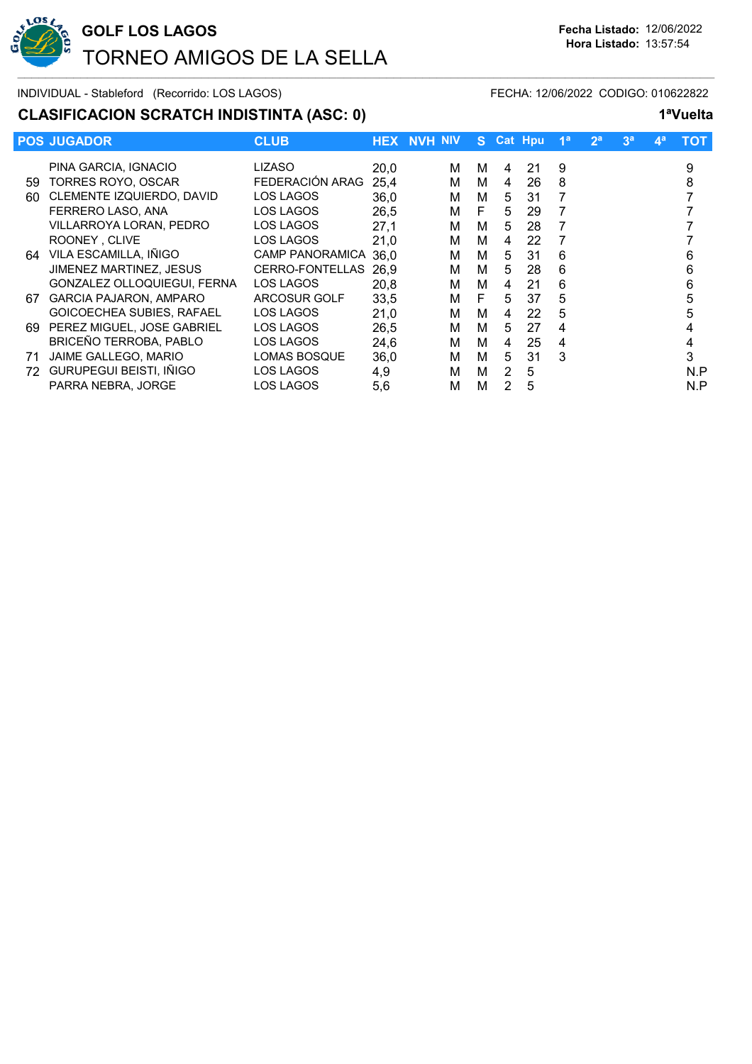# GOLF LOS LAGOS

## TORNEO AMIGOS DE LA SELLA

**Fecha Listado:** 12/06/2022
**Hora Listado:** 13:57:54

INDIVIDUAL - Stableford (Recorrido: LOS LAGOS) FECHA: 12/06/2022 CODIGO: 010622822

### CLASIFICACION SCRATCH INDISTINTA (ASC: 0)

1ªVuelta

| POS | JUGADOR | CLUB | HEX | NVH | NIV | S | Cat | Hpu | 1ª | 2ª | 3ª | 4ª | TOT |
|---|---|---|---|---|---|---|---|---|---|---|---|---|---|
| | PINA GARCIA, IGNACIO | LIZASO | 20,0 | | M | M | 4 | 21 | 9 | | | | 9 |
| 59 | TORRES ROYO, OSCAR | FEDERACIÓN ARAG | 25,4 | | M | M | 4 | 26 | 8 | | | | 8 |
| 60 | CLEMENTE IZQUIERDO, DAVID | LOS LAGOS | 36,0 | | M | M | 5 | 31 | 7 | | | | 7 |
| | FERRERO LASO, ANA | LOS LAGOS | 26,5 | | M | F | 5 | 29 | 7 | | | | 7 |
| | VILLARROYA LORAN, PEDRO | LOS LAGOS | 27,1 | | M | M | 5 | 28 | 7 | | | | 7 |
| | ROONEY , CLIVE | LOS LAGOS | 21,0 | | M | M | 4 | 22 | 7 | | | | 7 |
| 64 | VILA ESCAMILLA, IÑIGO | CAMP PANORAMICA | 36,0 | | M | M | 5 | 31 | 6 | | | | 6 |
| | JIMENEZ MARTINEZ, JESUS | CERRO-FONTELLAS | 26,9 | | M | M | 5 | 28 | 6 | | | | 6 |
| | GONZALEZ OLLOQUIEGUI, FERNA | LOS LAGOS | 20,8 | | M | M | 4 | 21 | 6 | | | | 6 |
| 67 | GARCIA PAJARON, AMPARO | ARCOSUR GOLF | 33,5 | | M | F | 5 | 37 | 5 | | | | 5 |
| | GOICOECHEA SUBIES, RAFAEL | LOS LAGOS | 21,0 | | M | M | 4 | 22 | 5 | | | | 5 |
| 69 | PEREZ MIGUEL, JOSE GABRIEL | LOS LAGOS | 26,5 | | M | M | 5 | 27 | 4 | | | | 4 |
| | BRICEÑO TERROBA, PABLO | LOS LAGOS | 24,6 | | M | M | 4 | 25 | 4 | | | | 4 |
| 71 | JAIME GALLEGO, MARIO | LOMAS BOSQUE | 36,0 | | M | M | 5 | 31 | 3 | | | | 3 |
| 72 | GURUPEGUI BEISTI, IÑIGO | LOS LAGOS | 4,9 | | M | M | 2 | 5 | | | | | N.P |
| | PARRA NEBRA, JORGE | LOS LAGOS | 5,6 | | M | M | 2 | 5 | | | | | N.P |